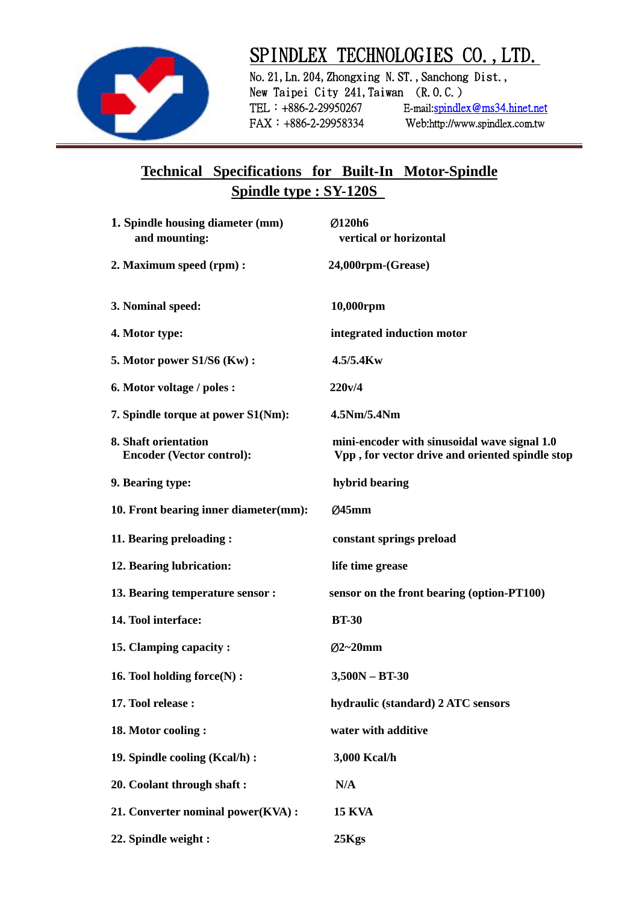# SPINDLEX TECHNOLOGIES CO., LTD.

No. 21, Ln. 204, Zhongxing N. ST., Sanchong Dist.,
New Taipei City 241, Taiwan (R.O.C.)
TEL：+886-2-29950267 E-mail:spindlex@ms34.hinet.net
FAX：+886-2-29958334 Web:http://www.spindlex.com.tw

## Technical Specifications for Built-In Motor-Spindle

## Spindle type : SY-120S

| | |
|---|---|
| **1. Spindle housing diameter (mm) and mounting:** | **Ø120h6 vertical or horizontal** |
| **2. Maximum speed (rpm) :** | **24,000rpm-(Grease)** |
| **3. Nominal speed:** | **10,000rpm** |
| **4. Motor type:** | **integrated induction motor** |
| **5. Motor power S1/S6 (Kw) :** | **4.5/5.4Kw** |
| **6. Motor voltage / poles :** | **220v/4** |
| **7. Spindle torque at power S1(Nm):** | **4.5Nm/5.4Nm** |
| **8. Shaft orientation Encoder (Vector control):** | **mini-encoder with sinusoidal wave signal 1.0 Vpp , for vector drive and oriented spindle stop** |
| **9. Bearing type:** | **hybrid bearing** |
| **10. Front bearing inner diameter(mm):** | **Ø45mm** |
| **11. Bearing preloading :** | **constant springs preload** |
| **12. Bearing lubrication:** | **life time grease** |
| **13. Bearing temperature sensor :** | **sensor on the front bearing (option-PT100)** |
| **14. Tool interface:** | **BT-30** |
| **15. Clamping capacity :** | **Ø2~20mm** |
| **16. Tool holding force(N) :** | **3,500N – BT-30** |
| **17. Tool release :** | **hydraulic (standard) 2 ATC sensors** |
| **18. Motor cooling :** | **water with additive** |
| **19. Spindle cooling (Kcal/h) :** | **3,000 Kcal/h** |
| **20. Coolant through shaft :** | **N/A** |
| **21. Converter nominal power(KVA) :** | **15 KVA** |
| **22. Spindle weight :** | **25Kgs** |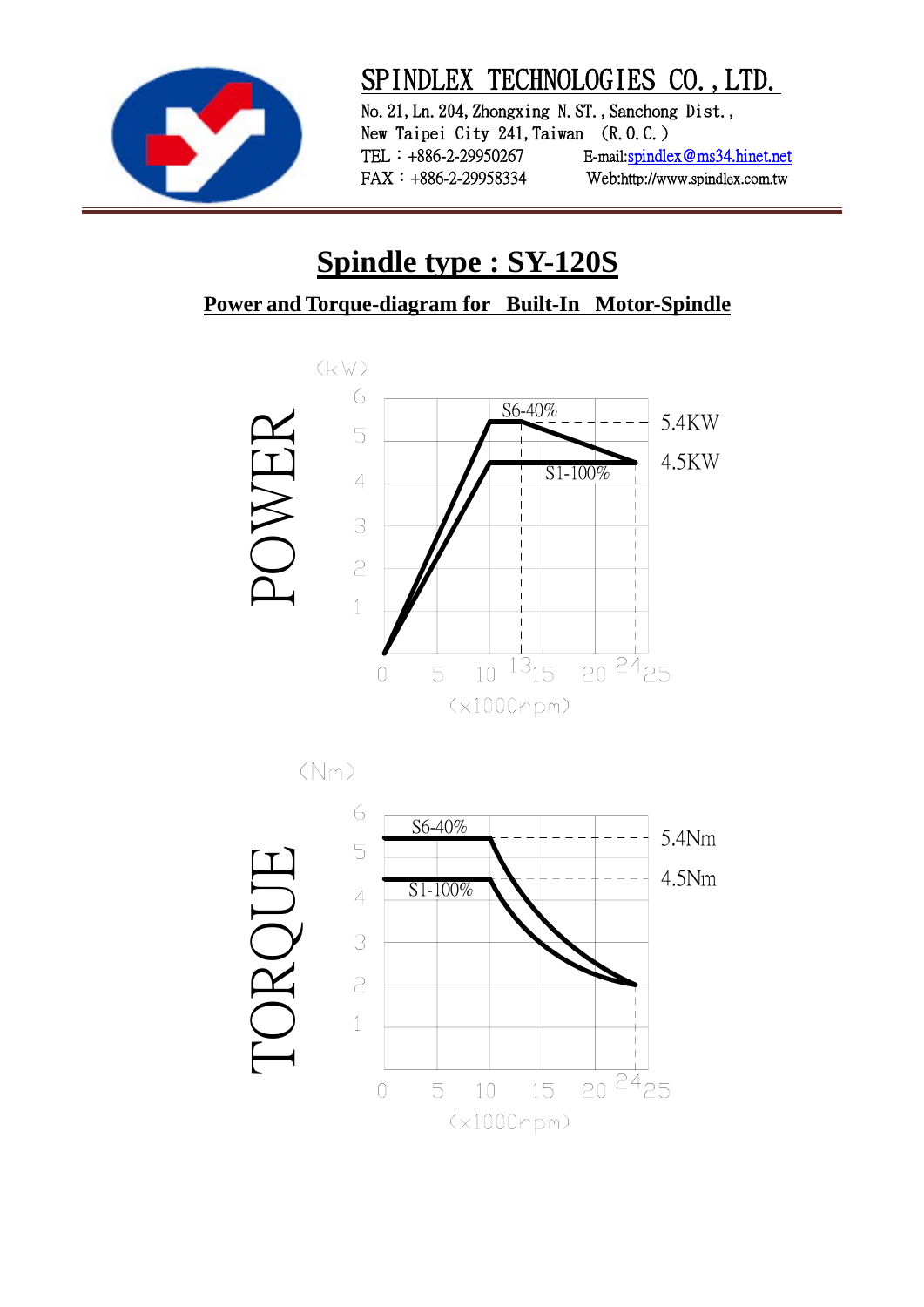SPINDLEX TECHNOLOGIES CO., LTD.

No. 21, Ln. 204, Zhongxing N. ST., Sanchong Dist.,
New Taipei City 241, Taiwan (R.O.C.)
TEL：+886-2-29950267 E-mail: spindlex@ms34.hinet.net
FAX：+886-2-29958334 Web: http://www.spindlex.com.tw

# Spindle type : SY-120S

## Power and Torque-diagram for Built-In Motor-Spindle

POWER
(kW)
6
5
4
3
2
1
0
5
10
13
15
20
24
25
(x1000rpm)
S6-40%
S1-100%
5.4KW
4.5KW

TORQUE
(Nm)
6
5
4
3
2
1
0
5
10
15
20
24
25
(x1000rpm)
S6-40%
S1-100%
5.4Nm
4.5Nm